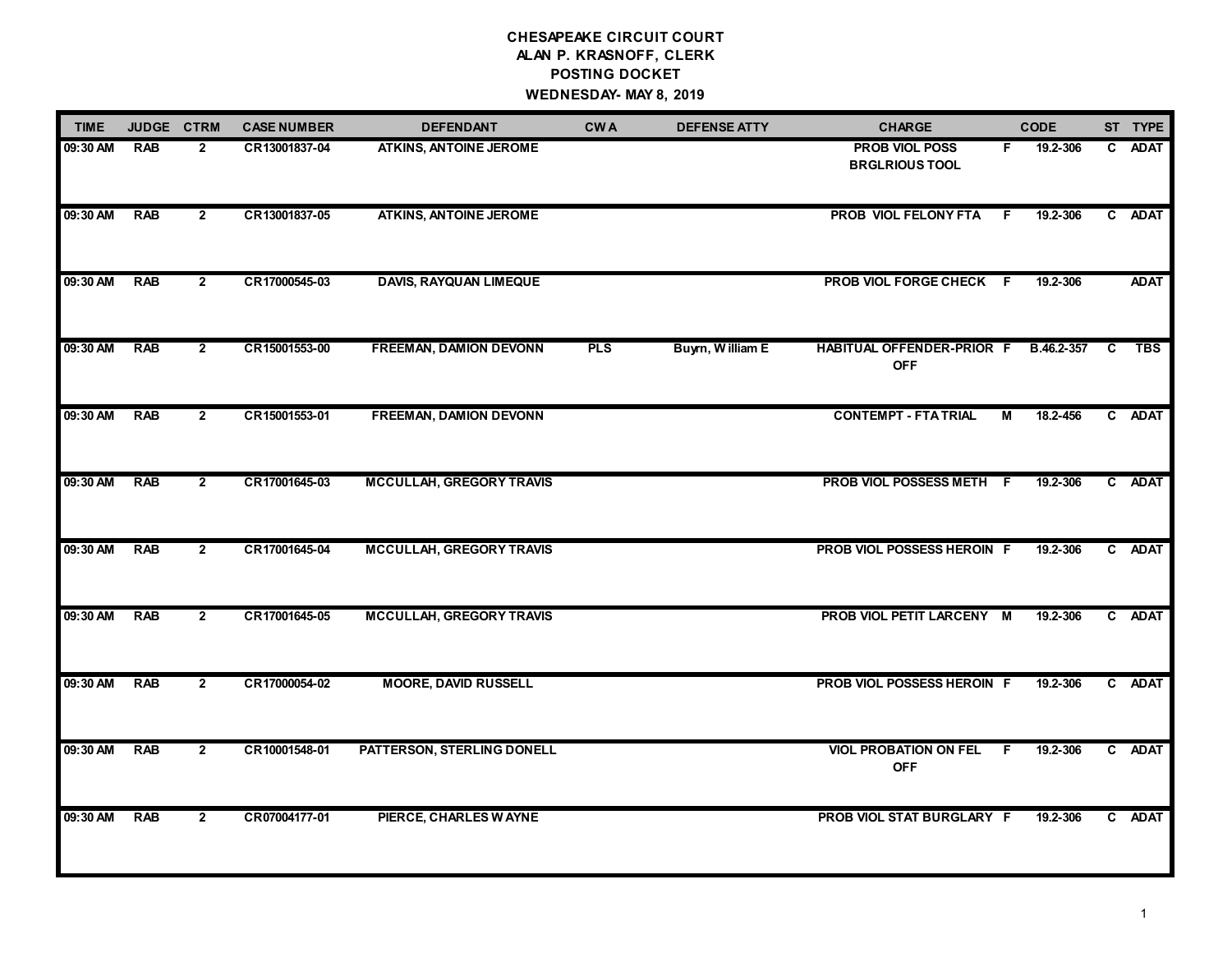# CHESAPEAKE CIRCUIT COURT

## ALAN P. KRASNOFF, CLERK

## POSTING DOCKET

## WEDNESDAY- MAY 8, 2019

| TIME | JUDGE | CTRM | CASE NUMBER | DEFENDANT | CWA | DEFENSE ATTY | CHARGE | | CODE | ST | TYPE |
|---|---|---|---|---|---|---|---|---|---|---|---|
| 09:30 AM | RAB | 2 | CR13001837-04 | ATKINS, ANTOINE JEROME | | | PROB VIOL POSS BRGLRIOUS TOOL | F | 19.2-306 | C | ADAT |
| 09:30 AM | RAB | 2 | CR13001837-05 | ATKINS, ANTOINE JEROME | | | PROB VIOL FELONY FTA | F | 19.2-306 | C | ADAT |
| 09:30 AM | RAB | 2 | CR17000545-03 | DAVIS, RAYQUAN LIMEQUE | | | PROB VIOL FORGE CHECK | F | 19.2-306 | | ADAT |
| 09:30 AM | RAB | 2 | CR15001553-00 | FREEMAN, DAMION DEVONN | PLS | Buyrn, William E | HABITUAL OFFENDER-PRIOR OFF | F | B.46.2-357 | C | TBS |
| 09:30 AM | RAB | 2 | CR15001553-01 | FREEMAN, DAMION DEVONN | | | CONTEMPT - FTA TRIAL | M | 18.2-456 | C | ADAT |
| 09:30 AM | RAB | 2 | CR17001645-03 | MCCULLAH, GREGORY TRAVIS | | | PROB VIOL POSSESS METH | F | 19.2-306 | C | ADAT |
| 09:30 AM | RAB | 2 | CR17001645-04 | MCCULLAH, GREGORY TRAVIS | | | PROB VIOL POSSESS HEROIN | F | 19.2-306 | C | ADAT |
| 09:30 AM | RAB | 2 | CR17001645-05 | MCCULLAH, GREGORY TRAVIS | | | PROB VIOL PETIT LARCENY | M | 19.2-306 | C | ADAT |
| 09:30 AM | RAB | 2 | CR17000054-02 | MOORE, DAVID RUSSELL | | | PROB VIOL POSSESS HEROIN | F | 19.2-306 | C | ADAT |
| 09:30 AM | RAB | 2 | CR10001548-01 | PATTERSON, STERLING DONELL | | | VIOL PROBATION ON FEL OFF | F | 19.2-306 | C | ADAT |
| 09:30 AM | RAB | 2 | CR07004177-01 | PIERCE, CHARLES WAYNE | | | PROB VIOL STAT BURGLARY | F | 19.2-306 | C | ADAT |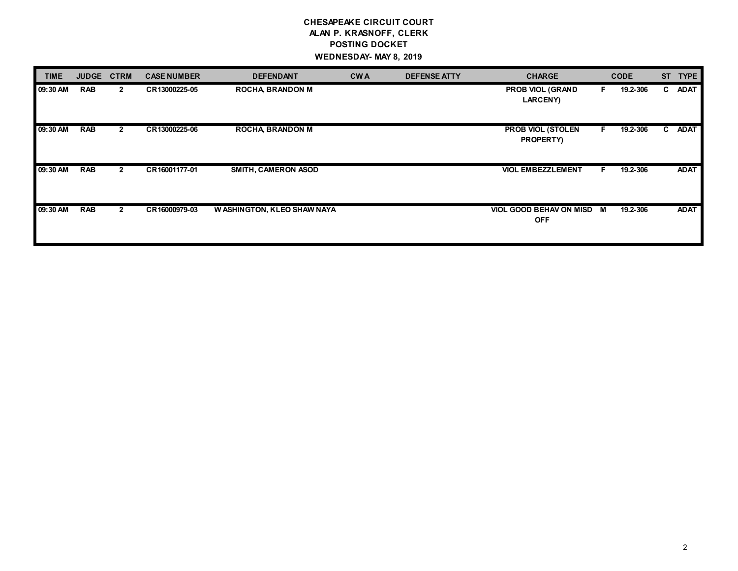**CHESAPEAKE CIRCUIT COURT**
**ALAN P. KRASNOFF, CLERK**
**POSTING DOCKET**
**WEDNESDAY- MAY 8, 2019**

| TIME | JUDGE | CTRM | CASE NUMBER | DEFENDANT | CWA | DEFENSE ATTY | CHARGE | | CODE | ST | TYPE |
|---|---|---|---|---|---|---|---|---|---|---|---|
| 09:30 AM | RAB | 2 | CR13000225-05 | ROCHA, BRANDON M | | | PROB VIOL (GRAND LARCENY) | F | 19.2-306 | C | ADAT |
| 09:30 AM | RAB | 2 | CR13000225-06 | ROCHA, BRANDON M | | | PROB VIOL (STOLEN PROPERTY) | F | 19.2-306 | C | ADAT |
| 09:30 AM | RAB | 2 | CR16001177-01 | SMITH, CAMERON ASOD | | | VIOL EMBEZZLEMENT | F | 19.2-306 | | ADAT |
| 09:30 AM | RAB | 2 | CR16000979-03 | WASHINGTON, KLEO SHAW NAYA | | | VIOL GOOD BEHAV ON MISD OFF | M | 19.2-306 | | ADAT |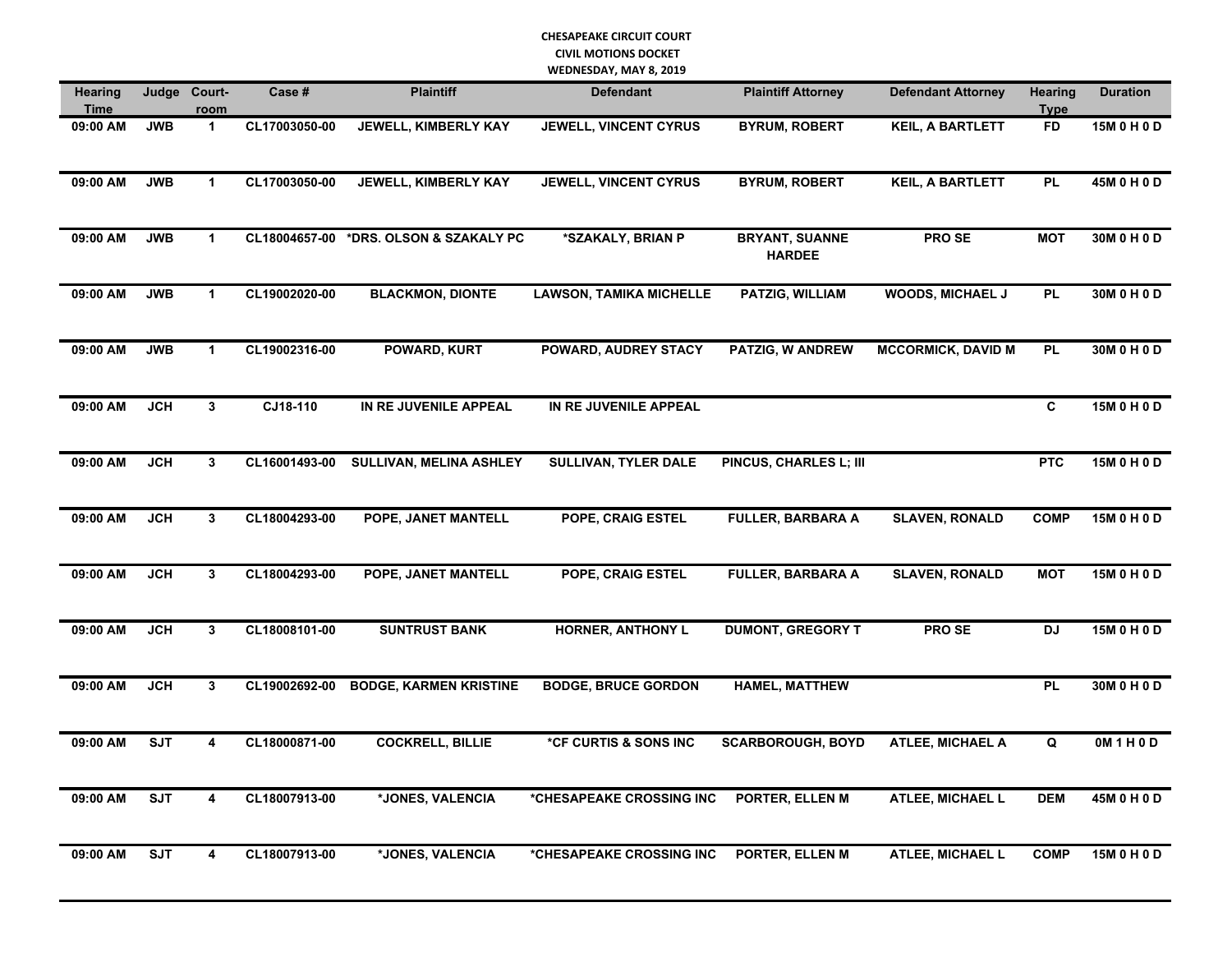**CHESAPEAKE CIRCUIT COURT**
**CIVIL MOTIONS DOCKET**
**WEDNESDAY, MAY 8, 2019**

| Hearing Time | Judge | Court-room | Case # | Plaintiff | Defendant | Plaintiff Attorney | Defendant Attorney | Hearing Type | Duration |
|---|---|---|---|---|---|---|---|---|---|
| 09:00 AM | JWB | 1 | CL17003050-00 | JEWELL, KIMBERLY KAY | JEWELL, VINCENT CYRUS | BYRUM, ROBERT | KEIL, A BARTLETT | FD | 15M 0 H 0 D |
| 09:00 AM | JWB | 1 | CL17003050-00 | JEWELL, KIMBERLY KAY | JEWELL, VINCENT CYRUS | BYRUM, ROBERT | KEIL, A BARTLETT | PL | 45M 0 H 0 D |
| 09:00 AM | JWB | 1 | CL18004657-00 | *DRS. OLSON & SZAKALY PC | *SZAKALY, BRIAN P | BRYANT, SUANNE HARDEE | PRO SE | MOT | 30M 0 H 0 D |
| 09:00 AM | JWB | 1 | CL19002020-00 | BLACKMON, DIONTE | LAWSON, TAMIKA MICHELLE | PATZIG, WILLIAM | WOODS, MICHAEL J | PL | 30M 0 H 0 D |
| 09:00 AM | JWB | 1 | CL19002316-00 | POWARD, KURT | POWARD, AUDREY STACY | PATZIG, W ANDREW | MCCORMICK, DAVID M | PL | 30M 0 H 0 D |
| 09:00 AM | JCH | 3 | CJ18-110 | IN RE JUVENILE APPEAL | IN RE JUVENILE APPEAL | | | C | 15M 0 H 0 D |
| 09:00 AM | JCH | 3 | CL16001493-00 | SULLIVAN, MELINA ASHLEY | SULLIVAN, TYLER DALE | PINCUS, CHARLES L; III | | PTC | 15M 0 H 0 D |
| 09:00 AM | JCH | 3 | CL18004293-00 | POPE, JANET MANTELL | POPE, CRAIG ESTEL | FULLER, BARBARA A | SLAVEN, RONALD | COMP | 15M 0 H 0 D |
| 09:00 AM | JCH | 3 | CL18004293-00 | POPE, JANET MANTELL | POPE, CRAIG ESTEL | FULLER, BARBARA A | SLAVEN, RONALD | MOT | 15M 0 H 0 D |
| 09:00 AM | JCH | 3 | CL18008101-00 | SUNTRUST BANK | HORNER, ANTHONY L | DUMONT, GREGORY T | PRO SE | DJ | 15M 0 H 0 D |
| 09:00 AM | JCH | 3 | CL19002692-00 | BODGE, KARMEN KRISTINE | BODGE, BRUCE GORDON | HAMEL, MATTHEW | | PL | 30M 0 H 0 D |
| 09:00 AM | SJT | 4 | CL18000871-00 | COCKRELL, BILLIE | *CF CURTIS & SONS INC | SCARBOROUGH, BOYD | ATLEE, MICHAEL A | Q | 0M 1 H 0 D |
| 09:00 AM | SJT | 4 | CL18007913-00 | *JONES, VALENCIA | *CHESAPEAKE CROSSING INC | PORTER, ELLEN M | ATLEE, MICHAEL L | DEM | 45M 0 H 0 D |
| 09:00 AM | SJT | 4 | CL18007913-00 | *JONES, VALENCIA | *CHESAPEAKE CROSSING INC | PORTER, ELLEN M | ATLEE, MICHAEL L | COMP | 15M 0 H 0 D |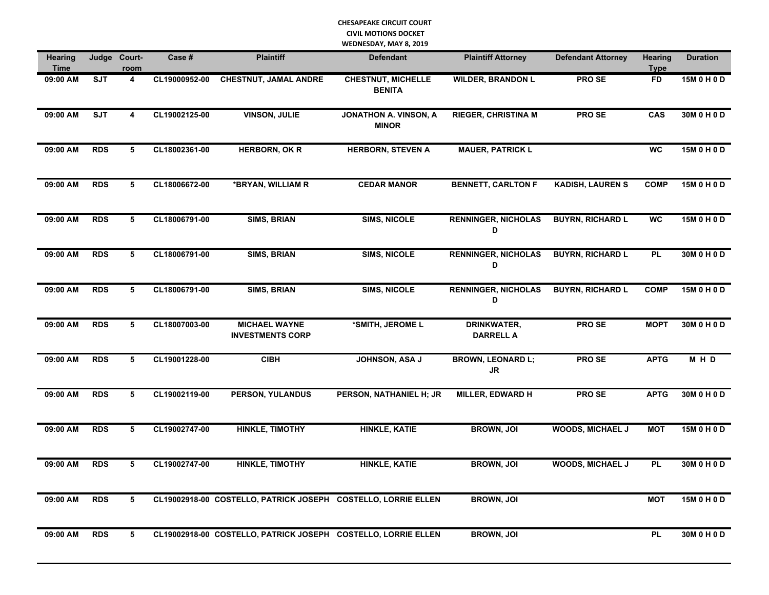**CHESAPEAKE CIRCUIT COURT**
**CIVIL MOTIONS DOCKET**
**WEDNESDAY, MAY 8, 2019**

| Hearing Time | Judge | Court-room | Case # | Plaintiff | Defendant | Plaintiff Attorney | Defendant Attorney | Hearing Type | Duration |
|---|---|---|---|---|---|---|---|---|---|
| 09:00 AM | SJT | 4 | CL19000952-00 | CHESTNUT, JAMAL ANDRE | CHESTNUT, MICHELLE BENITA | WILDER, BRANDON L | PRO SE | FD | 15M 0 H 0 D |
| 09:00 AM | SJT | 4 | CL19002125-00 | VINSON, JULIE | JONATHON A. VINSON, A MINOR | RIEGER, CHRISTINA M | PRO SE | CAS | 30M 0 H 0 D |
| 09:00 AM | RDS | 5 | CL18002361-00 | HERBORN, OK R | HERBORN, STEVEN A | MAUER, PATRICK L | | WC | 15M 0 H 0 D |
| 09:00 AM | RDS | 5 | CL18006672-00 | *BRYAN, WILLIAM R | CEDAR MANOR | BENNETT, CARLTON F | KADISH, LAUREN S | COMP | 15M 0 H 0 D |
| 09:00 AM | RDS | 5 | CL18006791-00 | SIMS, BRIAN | SIMS, NICOLE | RENNINGER, NICHOLAS D | BUYRN, RICHARD L | WC | 15M 0 H 0 D |
| 09:00 AM | RDS | 5 | CL18006791-00 | SIMS, BRIAN | SIMS, NICOLE | RENNINGER, NICHOLAS D | BUYRN, RICHARD L | PL | 30M 0 H 0 D |
| 09:00 AM | RDS | 5 | CL18006791-00 | SIMS, BRIAN | SIMS, NICOLE | RENNINGER, NICHOLAS D | BUYRN, RICHARD L | COMP | 15M 0 H 0 D |
| 09:00 AM | RDS | 5 | CL18007003-00 | MICHAEL WAYNE INVESTMENTS CORP | *SMITH, JEROME L | DRINKWATER, DARRELL A | PRO SE | MOPT | 30M 0 H 0 D |
| 09:00 AM | RDS | 5 | CL19001228-00 | CIBH | JOHNSON, ASA J | BROWN, LEONARD L; JR | PRO SE | APTG | M H D |
| 09:00 AM | RDS | 5 | CL19002119-00 | PERSON, YULANDUS | PERSON, NATHANIEL H; JR | MILLER, EDWARD H | PRO SE | APTG | 30M 0 H 0 D |
| 09:00 AM | RDS | 5 | CL19002747-00 | HINKLE, TIMOTHY | HINKLE, KATIE | BROWN, JOI | WOODS, MICHAEL J | MOT | 15M 0 H 0 D |
| 09:00 AM | RDS | 5 | CL19002747-00 | HINKLE, TIMOTHY | HINKLE, KATIE | BROWN, JOI | WOODS, MICHAEL J | PL | 30M 0 H 0 D |
| 09:00 AM | RDS | 5 | CL19002918-00 | COSTELLO, PATRICK JOSEPH | COSTELLO, LORRIE ELLEN | BROWN, JOI | | MOT | 15M 0 H 0 D |
| 09:00 AM | RDS | 5 | CL19002918-00 | COSTELLO, PATRICK JOSEPH | COSTELLO, LORRIE ELLEN | BROWN, JOI | | PL | 30M 0 H 0 D |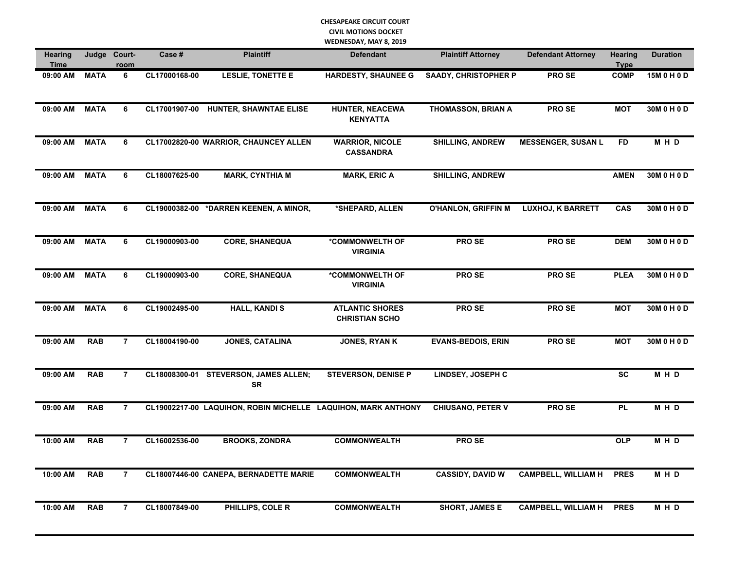**CHESAPEAKE CIRCUIT COURT**
**CIVIL MOTIONS DOCKET**
**WEDNESDAY, MAY 8, 2019**

| Hearing Time | Judge | Court-room | Case # | Plaintiff | Defendant | Plaintiff Attorney | Defendant Attorney | Hearing Type | Duration |
|---|---|---|---|---|---|---|---|---|---|
| 09:00 AM | MATA | 6 | CL17000168-00 | LESLIE, TONETTE E | HARDESTY, SHAUNEE G | SAADY, CHRISTOPHER P | PRO SE | COMP | 15M 0 H 0 D |
| 09:00 AM | MATA | 6 | CL17001907-00 | HUNTER, SHAWNTAE ELISE | HUNTER, NEACEWA KENYATTA | THOMASSON, BRIAN A | PRO SE | MOT | 30M 0 H 0 D |
| 09:00 AM | MATA | 6 | CL17002820-00 | WARRIOR, CHAUNCEY ALLEN | WARRIOR, NICOLE CASSANDRA | SHILLING, ANDREW | MESSENGER, SUSAN L | FD | M H D |
| 09:00 AM | MATA | 6 | CL18007625-00 | MARK, CYNTHIA M | MARK, ERIC A | SHILLING, ANDREW | | AMEN | 30M 0 H 0 D |
| 09:00 AM | MATA | 6 | CL19000382-00 | *DARREN KEENEN, A MINOR, | *SHEPARD, ALLEN | O'HANLON, GRIFFIN M | LUXHOJ, K BARRETT | CAS | 30M 0 H 0 D |
| 09:00 AM | MATA | 6 | CL19000903-00 | CORE, SHANEQUA | *COMMONWELTH OF VIRGINIA | PRO SE | PRO SE | DEM | 30M 0 H 0 D |
| 09:00 AM | MATA | 6 | CL19000903-00 | CORE, SHANEQUA | *COMMONWELTH OF VIRGINIA | PRO SE | PRO SE | PLEA | 30M 0 H 0 D |
| 09:00 AM | MATA | 6 | CL19002495-00 | HALL, KANDI S | ATLANTIC SHORES CHRISTIAN SCHO | PRO SE | PRO SE | MOT | 30M 0 H 0 D |
| 09:00 AM | RAB | 7 | CL18004190-00 | JONES, CATALINA | JONES, RYAN K | EVANS-BEDOIS, ERIN | PRO SE | MOT | 30M 0 H 0 D |
| 09:00 AM | RAB | 7 | CL18008300-01 | STEVERSON, JAMES ALLEN; SR | STEVERSON, DENISE P | LINDSEY, JOSEPH C | | SC | M H D |
| 09:00 AM | RAB | 7 | CL19002217-00 | LAQUIHON, ROBIN MICHELLE | LAQUIHON, MARK ANTHONY | CHIUSANO, PETER V | PRO SE | PL | M H D |
| 10:00 AM | RAB | 7 | CL16002536-00 | BROOKS, ZONDRA | COMMONWEALTH | PRO SE | | OLP | M H D |
| 10:00 AM | RAB | 7 | CL18007446-00 | CANEPA, BERNADETTE MARIE | COMMONWEALTH | CASSIDY, DAVID W | CAMPBELL, WILLIAM H | PRES | M H D |
| 10:00 AM | RAB | 7 | CL18007849-00 | PHILLIPS, COLE R | COMMONWEALTH | SHORT, JAMES E | CAMPBELL, WILLIAM H | PRES | M H D |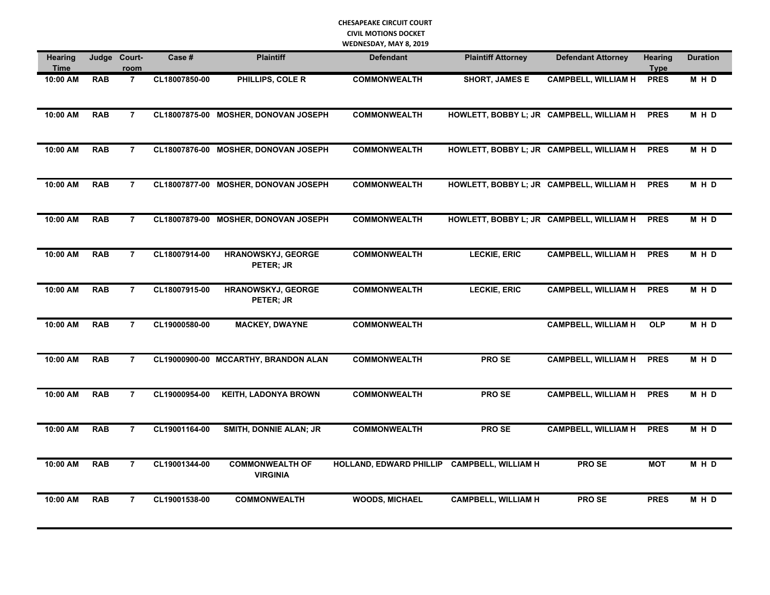**CHESAPEAKE CIRCUIT COURT**
**CIVIL MOTIONS DOCKET**
**WEDNESDAY, MAY 8, 2019**

| Hearing Time | Judge | Court-room | Case # | Plaintiff | Defendant | Plaintiff Attorney | Defendant Attorney | Hearing Type | Duration |
|---|---|---|---|---|---|---|---|---|---|
| 10:00 AM | RAB | 7 | CL18007850-00 | PHILLIPS, COLE R | COMMONWEALTH | SHORT, JAMES E | CAMPBELL, WILLIAM H | PRES | M H D |
| 10:00 AM | RAB | 7 | CL18007875-00 | MOSHER, DONOVAN JOSEPH | COMMONWEALTH | HOWLETT, BOBBY L; JR | CAMPBELL, WILLIAM H | PRES | M H D |
| 10:00 AM | RAB | 7 | CL18007876-00 | MOSHER, DONOVAN JOSEPH | COMMONWEALTH | HOWLETT, BOBBY L; JR | CAMPBELL, WILLIAM H | PRES | M H D |
| 10:00 AM | RAB | 7 | CL18007877-00 | MOSHER, DONOVAN JOSEPH | COMMONWEALTH | HOWLETT, BOBBY L; JR | CAMPBELL, WILLIAM H | PRES | M H D |
| 10:00 AM | RAB | 7 | CL18007879-00 | MOSHER, DONOVAN JOSEPH | COMMONWEALTH | HOWLETT, BOBBY L; JR | CAMPBELL, WILLIAM H | PRES | M H D |
| 10:00 AM | RAB | 7 | CL18007914-00 | HRANOWSKYJ, GEORGE PETER; JR | COMMONWEALTH | LECKIE, ERIC | CAMPBELL, WILLIAM H | PRES | M H D |
| 10:00 AM | RAB | 7 | CL18007915-00 | HRANOWSKYJ, GEORGE PETER; JR | COMMONWEALTH | LECKIE, ERIC | CAMPBELL, WILLIAM H | PRES | M H D |
| 10:00 AM | RAB | 7 | CL19000580-00 | MACKEY, DWAYNE | COMMONWEALTH | | CAMPBELL, WILLIAM H | OLP | M H D |
| 10:00 AM | RAB | 7 | CL19000900-00 | MCCARTHY, BRANDON ALAN | COMMONWEALTH | PRO SE | CAMPBELL, WILLIAM H | PRES | M H D |
| 10:00 AM | RAB | 7 | CL19000954-00 | KEITH, LADONYA BROWN | COMMONWEALTH | PRO SE | CAMPBELL, WILLIAM H | PRES | M H D |
| 10:00 AM | RAB | 7 | CL19001164-00 | SMITH, DONNIE ALAN; JR | COMMONWEALTH | PRO SE | CAMPBELL, WILLIAM H | PRES | M H D |
| 10:00 AM | RAB | 7 | CL19001344-00 | COMMONWEALTH OF VIRGINIA | HOLLAND, EDWARD PHILLIP | CAMPBELL, WILLIAM H | PRO SE | MOT | M H D |
| 10:00 AM | RAB | 7 | CL19001538-00 | COMMONWEALTH | WOODS, MICHAEL | CAMPBELL, WILLIAM H | PRO SE | PRES | M H D |